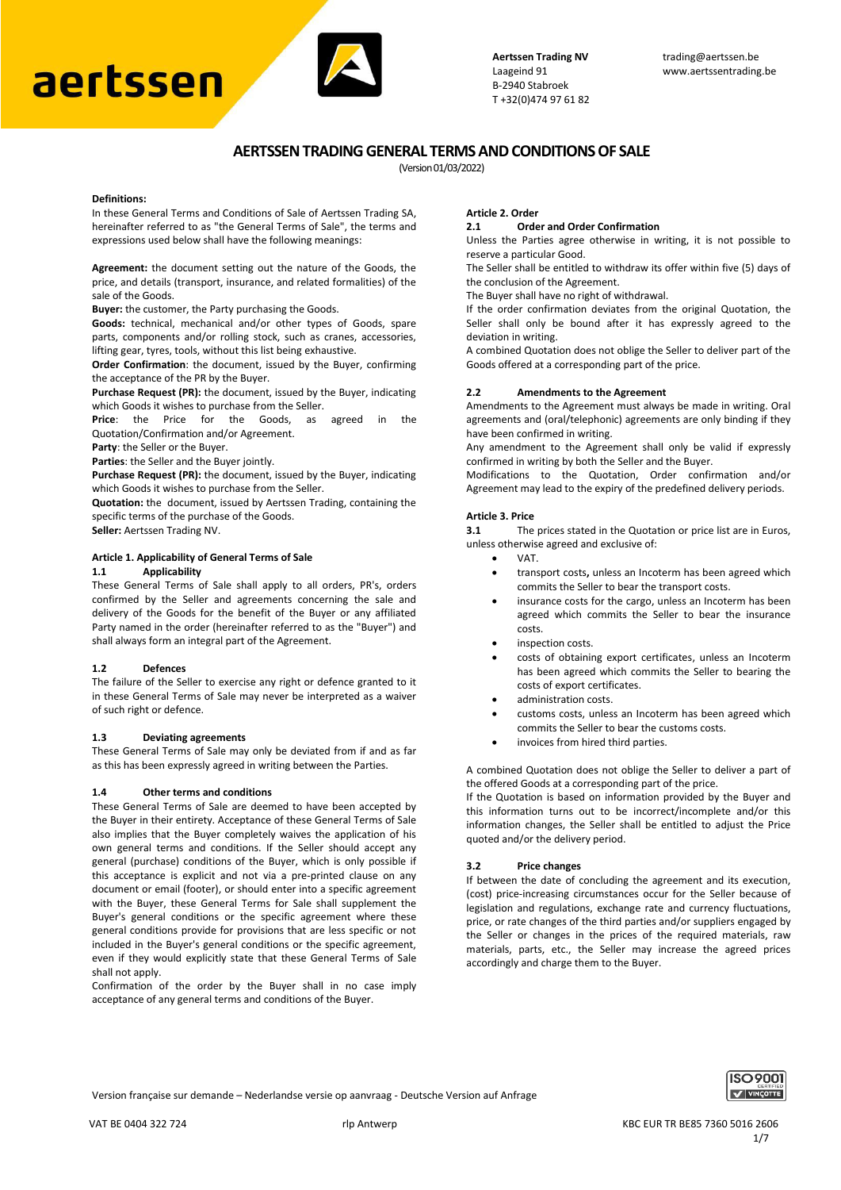aertssen

**Aertssen Trading NV**
Laageind 91
B-2940 Stabroek
T +32(0)474 97 61 82

trading@aertssen.be
www.aertssentrading.be

# AERTSSEN TRADING GENERAL TERMS AND CONDITIONS OF SALE

(Version 01/03/2022)

**Definitions:**

In these General Terms and Conditions of Sale of Aertssen Trading SA, hereinafter referred to as "the General Terms of Sale", the terms and expressions used below shall have the following meanings:

**Agreement:** the document setting out the nature of the Goods, the price, and details (transport, insurance, and related formalities) of the sale of the Goods.
**Buyer:** the customer, the Party purchasing the Goods.
**Goods:** technical, mechanical and/or other types of Goods, spare parts, components and/or rolling stock, such as cranes, accessories, lifting gear, tyres, tools, without this list being exhaustive.
**Order Confirmation**: the document, issued by the Buyer, confirming the acceptance of the PR by the Buyer.
**Purchase Request (PR):** the document, issued by the Buyer, indicating which Goods it wishes to purchase from the Seller.
**Price**: the Price for the Goods, as agreed in the Quotation/Confirmation and/or Agreement.
**Party**: the Seller or the Buyer.
**Parties**: the Seller and the Buyer jointly.
**Purchase Request (PR):** the document, issued by the Buyer, indicating which Goods it wishes to purchase from the Seller.
**Quotation:** the document, issued by Aertssen Trading, containing the specific terms of the purchase of the Goods.
**Seller:** Aertssen Trading NV.

**Article 1. Applicability of General Terms of Sale**

**1.1 Applicability**

These General Terms of Sale shall apply to all orders, PR's, orders confirmed by the Seller and agreements concerning the sale and delivery of the Goods for the benefit of the Buyer or any affiliated Party named in the order (hereinafter referred to as the "Buyer") and shall always form an integral part of the Agreement.

**1.2 Defences**

The failure of the Seller to exercise any right or defence granted to it in these General Terms of Sale may never be interpreted as a waiver of such right or defence.

**1.3 Deviating agreements**

These General Terms of Sale may only be deviated from if and as far as this has been expressly agreed in writing between the Parties.

**1.4 Other terms and conditions**

These General Terms of Sale are deemed to have been accepted by the Buyer in their entirety. Acceptance of these General Terms of Sale also implies that the Buyer completely waives the application of his own general terms and conditions. If the Seller should accept any general (purchase) conditions of the Buyer, which is only possible if this acceptance is explicit and not via a pre-printed clause on any document or email (footer), or should enter into a specific agreement with the Buyer, these General Terms for Sale shall supplement the Buyer's general conditions or the specific agreement where these general conditions provide for provisions that are less specific or not included in the Buyer's general conditions or the specific agreement, even if they would explicitly state that these General Terms of Sale shall not apply.
Confirmation of the order by the Buyer shall in no case imply acceptance of any general terms and conditions of the Buyer.

**Article 2. Order**

**2.1 Order and Order Confirmation**

Unless the Parties agree otherwise in writing, it is not possible to reserve a particular Good.
The Seller shall be entitled to withdraw its offer within five (5) days of the conclusion of the Agreement.
The Buyer shall have no right of withdrawal.
If the order confirmation deviates from the original Quotation, the Seller shall only be bound after it has expressly agreed to the deviation in writing.
A combined Quotation does not oblige the Seller to deliver part of the Goods offered at a corresponding part of the price.

**2.2 Amendments to the Agreement**

Amendments to the Agreement must always be made in writing. Oral agreements and (oral/telephonic) agreements are only binding if they have been confirmed in writing.
Any amendment to the Agreement shall only be valid if expressly confirmed in writing by both the Seller and the Buyer.
Modifications to the Quotation, Order confirmation and/or Agreement may lead to the expiry of the predefined delivery periods.

**Article 3. Price**

**3.1** The prices stated in the Quotation or price list are in Euros, unless otherwise agreed and exclusive of:

- VAT.
- transport costs**,** unless an Incoterm has been agreed which commits the Seller to bear the transport costs.
- insurance costs for the cargo, unless an Incoterm has been agreed which commits the Seller to bear the insurance costs.
- inspection costs.
- costs of obtaining export certificates, unless an Incoterm has been agreed which commits the Seller to bearing the costs of export certificates.
- administration costs.
- customs costs, unless an Incoterm has been agreed which commits the Seller to bear the customs costs.
- invoices from hired third parties.

A combined Quotation does not oblige the Seller to deliver a part of the offered Goods at a corresponding part of the price.
If the Quotation is based on information provided by the Buyer and this information turns out to be incorrect/incomplete and/or this information changes, the Seller shall be entitled to adjust the Price quoted and/or the delivery period.

**3.2 Price changes**

If between the date of concluding the agreement and its execution, (cost) price-increasing circumstances occur for the Seller because of legislation and regulations, exchange rate and currency fluctuations, price, or rate changes of the third parties and/or suppliers engaged by the Seller or changes in the prices of the required materials, raw materials, parts, etc., the Seller may increase the agreed prices accordingly and charge them to the Buyer.

Version française sur demande – Nederlandse versie op aanvraag - Deutsche Version auf Anfrage

VAT BE 0404 322 724 rlp Antwerp KBC EUR TR BE85 7360 5016 2606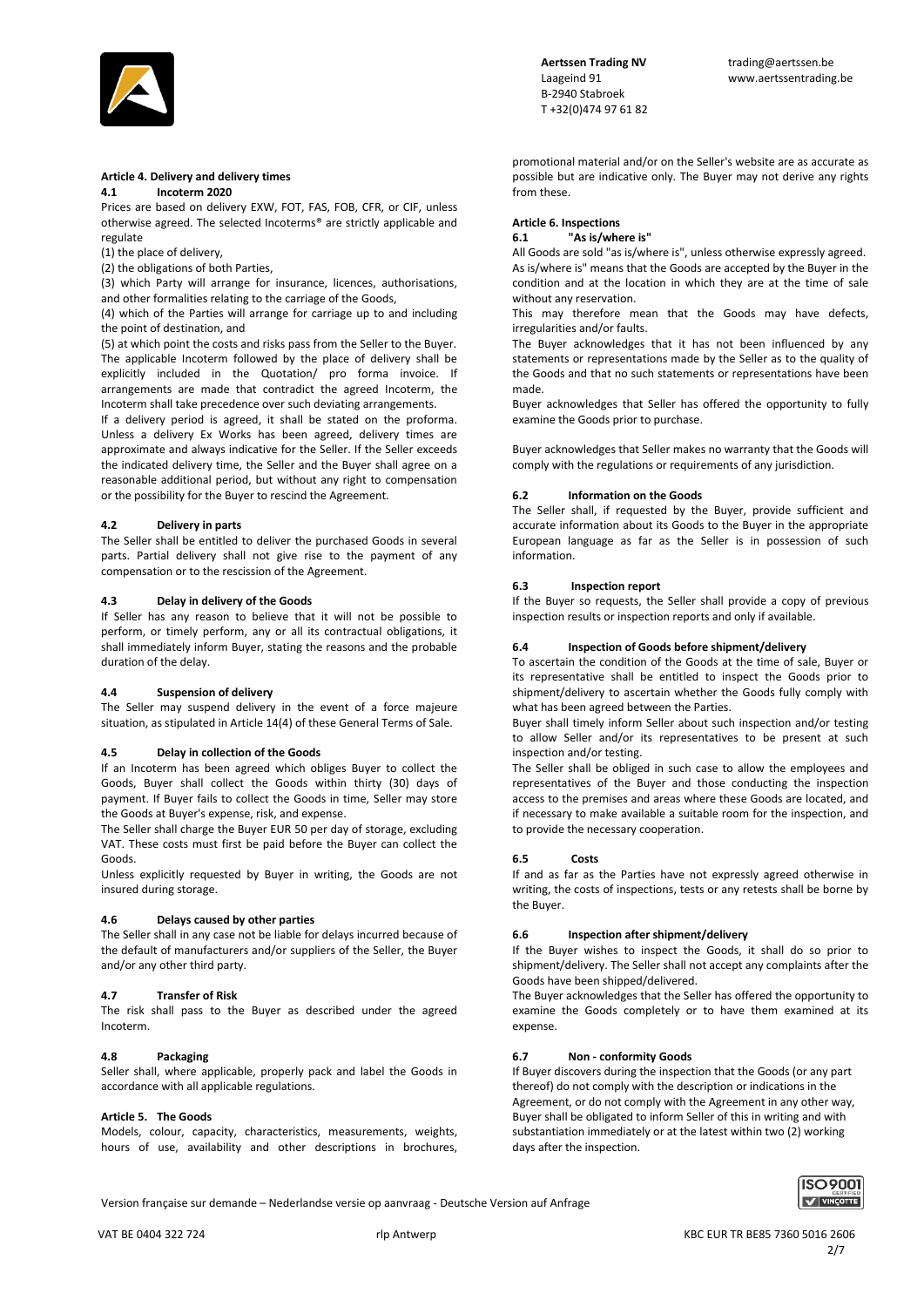### Article 4. Delivery and delivery times

#### 4.1 Incoterm 2020

Prices are based on delivery EXW, FOT, FAS, FOB, CFR, or CIF, unless otherwise agreed. The selected Incoterms® are strictly applicable and regulate

(1) the place of delivery,

(2) the obligations of both Parties,

(3) which Party will arrange for insurance, licences, authorisations, and other formalities relating to the carriage of the Goods,

(4) which of the Parties will arrange for carriage up to and including the point of destination, and

(5) at which point the costs and risks pass from the Seller to the Buyer. The applicable Incoterm followed by the place of delivery shall be explicitly included in the Quotation/ pro forma invoice. If arrangements are made that contradict the agreed Incoterm, the Incoterm shall take precedence over such deviating arrangements.

If a delivery period is agreed, it shall be stated on the proforma. Unless a delivery Ex Works has been agreed, delivery times are approximate and always indicative for the Seller. If the Seller exceeds the indicated delivery time, the Seller and the Buyer shall agree on a reasonable additional period, but without any right to compensation or the possibility for the Buyer to rescind the Agreement.

#### 4.2 Delivery in parts

The Seller shall be entitled to deliver the purchased Goods in several parts. Partial delivery shall not give rise to the payment of any compensation or to the rescission of the Agreement.

#### 4.3 Delay in delivery of the Goods

If Seller has any reason to believe that it will not be possible to perform, or timely perform, any or all its contractual obligations, it shall immediately inform Buyer, stating the reasons and the probable duration of the delay.

#### 4.4 Suspension of delivery

The Seller may suspend delivery in the event of a force majeure situation, as stipulated in Article 14(4) of these General Terms of Sale.

#### 4.5 Delay in collection of the Goods

If an Incoterm has been agreed which obliges Buyer to collect the Goods, Buyer shall collect the Goods within thirty (30) days of payment. If Buyer fails to collect the Goods in time, Seller may store the Goods at Buyer's expense, risk, and expense.

The Seller shall charge the Buyer EUR 50 per day of storage, excluding VAT. These costs must first be paid before the Buyer can collect the Goods.

Unless explicitly requested by Buyer in writing, the Goods are not insured during storage.

#### 4.6 Delays caused by other parties

The Seller shall in any case not be liable for delays incurred because of the default of manufacturers and/or suppliers of the Seller, the Buyer and/or any other third party.

#### 4.7 Transfer of Risk

The risk shall pass to the Buyer as described under the agreed Incoterm.

#### 4.8 Packaging

Seller shall, where applicable, properly pack and label the Goods in accordance with all applicable regulations.

### Article 5. The Goods

Models, colour, capacity, characteristics, measurements, weights, hours of use, availability and other descriptions in brochures, promotional material and/or on the Seller's website are as accurate as possible but are indicative only. The Buyer may not derive any rights from these.

### Article 6. Inspections

#### 6.1 "As is/where is"

All Goods are sold "as is/where is", unless otherwise expressly agreed. As is/where is" means that the Goods are accepted by the Buyer in the condition and at the location in which they are at the time of sale without any reservation.

This may therefore mean that the Goods may have defects, irregularities and/or faults.

The Buyer acknowledges that it has not been influenced by any statements or representations made by the Seller as to the quality of the Goods and that no such statements or representations have been made.

Buyer acknowledges that Seller has offered the opportunity to fully examine the Goods prior to purchase.

Buyer acknowledges that Seller makes no warranty that the Goods will comply with the regulations or requirements of any jurisdiction.

#### 6.2 Information on the Goods

The Seller shall, if requested by the Buyer, provide sufficient and accurate information about its Goods to the Buyer in the appropriate European language as far as the Seller is in possession of such information.

#### 6.3 Inspection report

If the Buyer so requests, the Seller shall provide a copy of previous inspection results or inspection reports and only if available.

#### 6.4 Inspection of Goods before shipment/delivery

To ascertain the condition of the Goods at the time of sale, Buyer or its representative shall be entitled to inspect the Goods prior to shipment/delivery to ascertain whether the Goods fully comply with what has been agreed between the Parties.

Buyer shall timely inform Seller about such inspection and/or testing to allow Seller and/or its representatives to be present at such inspection and/or testing.

The Seller shall be obliged in such case to allow the employees and representatives of the Buyer and those conducting the inspection access to the premises and areas where these Goods are located, and if necessary to make available a suitable room for the inspection, and to provide the necessary cooperation.

#### 6.5 Costs

If and as far as the Parties have not expressly agreed otherwise in writing, the costs of inspections, tests or any retests shall be borne by the Buyer.

#### 6.6 Inspection after shipment/delivery

If the Buyer wishes to inspect the Goods, it shall do so prior to shipment/delivery. The Seller shall not accept any complaints after the Goods have been shipped/delivered.

The Buyer acknowledges that the Seller has offered the opportunity to examine the Goods completely or to have them examined at its expense.

#### 6.7 Non - conformity Goods

If Buyer discovers during the inspection that the Goods (or any part thereof) do not comply with the description or indications in the Agreement, or do not comply with the Agreement in any other way, Buyer shall be obligated to inform Seller of this in writing and with substantiation immediately or at the latest within two (2) working days after the inspection.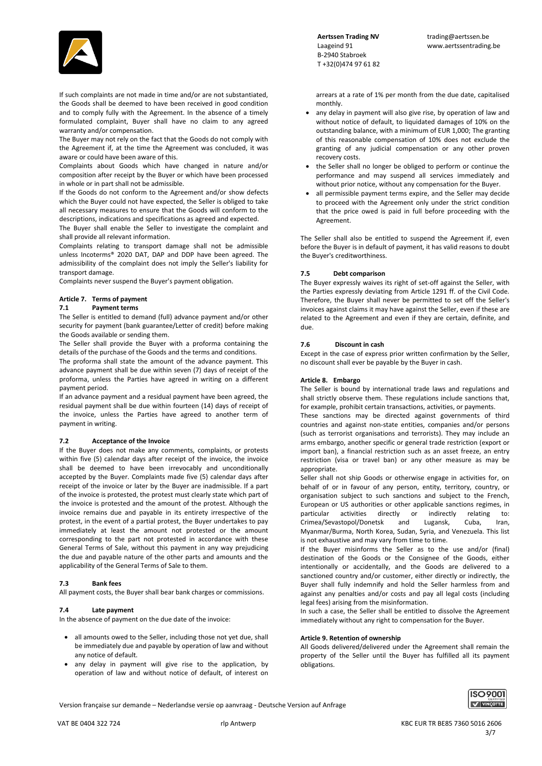If such complaints are not made in time and/or are not substantiated, the Goods shall be deemed to have been received in good condition and to comply fully with the Agreement. In the absence of a timely formulated complaint, Buyer shall have no claim to any agreed warranty and/or compensation.

The Buyer may not rely on the fact that the Goods do not comply with the Agreement if, at the time the Agreement was concluded, it was aware or could have been aware of this.

Complaints about Goods which have changed in nature and/or composition after receipt by the Buyer or which have been processed in whole or in part shall not be admissible.

If the Goods do not conform to the Agreement and/or show defects which the Buyer could not have expected, the Seller is obliged to take all necessary measures to ensure that the Goods will conform to the descriptions, indications and specifications as agreed and expected.

The Buyer shall enable the Seller to investigate the complaint and shall provide all relevant information.

Complaints relating to transport damage shall not be admissible unless Incoterms® 2020 DAT, DAP and DDP have been agreed. The admissibility of the complaint does not imply the Seller's liability for transport damage.

Complaints never suspend the Buyer's payment obligation.

## Article 7. Terms of payment

### 7.1 Payment terms

The Seller is entitled to demand (full) advance payment and/or other security for payment (bank guarantee/Letter of credit) before making the Goods available or sending them.

The Seller shall provide the Buyer with a proforma containing the details of the purchase of the Goods and the terms and conditions.

The proforma shall state the amount of the advance payment. This advance payment shall be due within seven (7) days of receipt of the proforma, unless the Parties have agreed in writing on a different payment period.

If an advance payment and a residual payment have been agreed, the residual payment shall be due within fourteen (14) days of receipt of the invoice, unless the Parties have agreed to another term of payment in writing.

### 7.2 Acceptance of the Invoice

If the Buyer does not make any comments, complaints, or protests within five (5) calendar days after receipt of the invoice, the invoice shall be deemed to have been irrevocably and unconditionally accepted by the Buyer. Complaints made five (5) calendar days after receipt of the invoice or later by the Buyer are inadmissible. If a part of the invoice is protested, the protest must clearly state which part of the invoice is protested and the amount of the protest. Although the invoice remains due and payable in its entirety irrespective of the protest, in the event of a partial protest, the Buyer undertakes to pay immediately at least the amount not protested or the amount corresponding to the part not protested in accordance with these General Terms of Sale, without this payment in any way prejudicing the due and payable nature of the other parts and amounts and the applicability of the General Terms of Sale to them.

### 7.3 Bank fees

All payment costs, the Buyer shall bear bank charges or commissions.

### 7.4 Late payment

In the absence of payment on the due date of the invoice:

- all amounts owed to the Seller, including those not yet due, shall be immediately due and payable by operation of law and without any notice of default.
- any delay in payment will give rise to the application, by operation of law and without notice of default, of interest on arrears at a rate of 1% per month from the due date, capitalised monthly.
- any delay in payment will also give rise, by operation of law and without notice of default, to liquidated damages of 10% on the outstanding balance, with a minimum of EUR 1,000; The granting of this reasonable compensation of 10% does not exclude the granting of any judicial compensation or any other proven recovery costs.
- the Seller shall no longer be obliged to perform or continue the performance and may suspend all services immediately and without prior notice, without any compensation for the Buyer.
- all permissible payment terms expire, and the Seller may decide to proceed with the Agreement only under the strict condition that the price owed is paid in full before proceeding with the Agreement.

The Seller shall also be entitled to suspend the Agreement if, even before the Buyer is in default of payment, it has valid reasons to doubt the Buyer's creditworthiness.

### 7.5 Debt comparison

The Buyer expressly waives its right of set-off against the Seller, with the Parties expressly deviating from Article 1291 ff. of the Civil Code. Therefore, the Buyer shall never be permitted to set off the Seller's invoices against claims it may have against the Seller, even if these are related to the Agreement and even if they are certain, definite, and due.

### 7.6 Discount in cash

Except in the case of express prior written confirmation by the Seller, no discount shall ever be payable by the Buyer in cash.

## Article 8. Embargo

The Seller is bound by international trade laws and regulations and shall strictly observe them. These regulations include sanctions that, for example, prohibit certain transactions, activities, or payments.

These sanctions may be directed against governments of third countries and against non-state entities, companies and/or persons (such as terrorist organisations and terrorists). They may include an arms embargo, another specific or general trade restriction (export or import ban), a financial restriction such as an asset freeze, an entry restriction (visa or travel ban) or any other measure as may be appropriate.

Seller shall not ship Goods or otherwise engage in activities for, on behalf of or in favour of any person, entity, territory, country, or organisation subject to such sanctions and subject to the French, European or US authorities or other applicable sanctions regimes, in particular activities directly or indirectly relating to: Crimea/Sevastopol/Donetsk and Lugansk, Cuba, Iran, Myanmar/Burma, North Korea, Sudan, Syria, and Venezuela. This list is not exhaustive and may vary from time to time.

If the Buyer misinforms the Seller as to the use and/or (final) destination of the Goods or the Consignee of the Goods, either intentionally or accidentally, and the Goods are delivered to a sanctioned country and/or customer, either directly or indirectly, the Buyer shall fully indemnify and hold the Seller harmless from and against any penalties and/or costs and pay all legal costs (including legal fees) arising from the misinformation.

In such a case, the Seller shall be entitled to dissolve the Agreement immediately without any right to compensation for the Buyer.

## Article 9. Retention of ownership

All Goods delivered/delivered under the Agreement shall remain the property of the Seller until the Buyer has fulfilled all its payment obligations.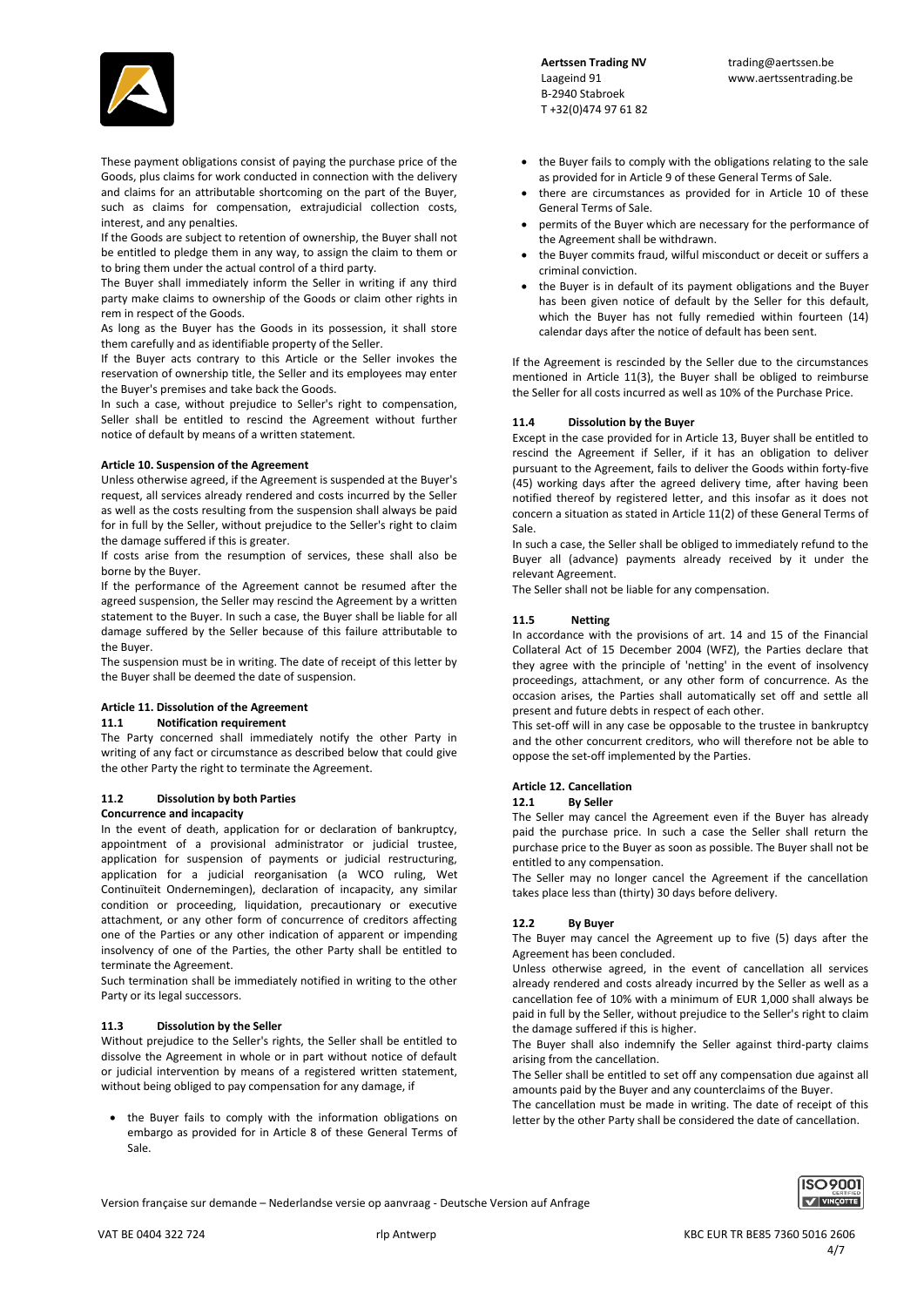These payment obligations consist of paying the purchase price of the Goods, plus claims for work conducted in connection with the delivery and claims for an attributable shortcoming on the part of the Buyer, such as claims for compensation, extrajudicial collection costs, interest, and any penalties.

If the Goods are subject to retention of ownership, the Buyer shall not be entitled to pledge them in any way, to assign the claim to them or to bring them under the actual control of a third party.

The Buyer shall immediately inform the Seller in writing if any third party make claims to ownership of the Goods or claim other rights in rem in respect of the Goods.

As long as the Buyer has the Goods in its possession, it shall store them carefully and as identifiable property of the Seller.

If the Buyer acts contrary to this Article or the Seller invokes the reservation of ownership title, the Seller and its employees may enter the Buyer's premises and take back the Goods.

In such a case, without prejudice to Seller's right to compensation, Seller shall be entitled to rescind the Agreement without further notice of default by means of a written statement.

#### Article 10. Suspension of the Agreement

Unless otherwise agreed, if the Agreement is suspended at the Buyer's request, all services already rendered and costs incurred by the Seller as well as the costs resulting from the suspension shall always be paid for in full by the Seller, without prejudice to the Seller's right to claim the damage suffered if this is greater.

If costs arise from the resumption of services, these shall also be borne by the Buyer.

If the performance of the Agreement cannot be resumed after the agreed suspension, the Seller may rescind the Agreement by a written statement to the Buyer. In such a case, the Buyer shall be liable for all damage suffered by the Seller because of this failure attributable to the Buyer.

The suspension must be in writing. The date of receipt of this letter by the Buyer shall be deemed the date of suspension.

#### Article 11. Dissolution of the Agreement

##### 11.1 Notification requirement

The Party concerned shall immediately notify the other Party in writing of any fact or circumstance as described below that could give the other Party the right to terminate the Agreement.

##### 11.2 Dissolution by both Parties

**Concurrence and incapacity**

In the event of death, application for or declaration of bankruptcy, appointment of a provisional administrator or judicial trustee, application for suspension of payments or judicial restructuring, application for a judicial reorganisation (a WCO ruling, Wet Continuïteit Ondernemingen), declaration of incapacity, any similar condition or proceeding, liquidation, precautionary or executive attachment, or any other form of concurrence of creditors affecting one of the Parties or any other indication of apparent or impending insolvency of one of the Parties, the other Party shall be entitled to terminate the Agreement.

Such termination shall be immediately notified in writing to the other Party or its legal successors.

##### 11.3 Dissolution by the Seller

Without prejudice to the Seller's rights, the Seller shall be entitled to dissolve the Agreement in whole or in part without notice of default or judicial intervention by means of a registered written statement, without being obliged to pay compensation for any damage, if

- the Buyer fails to comply with the information obligations on embargo as provided for in Article 8 of these General Terms of Sale.
- the Buyer fails to comply with the obligations relating to the sale as provided for in Article 9 of these General Terms of Sale.
- there are circumstances as provided for in Article 10 of these General Terms of Sale.
- permits of the Buyer which are necessary for the performance of the Agreement shall be withdrawn.
- the Buyer commits fraud, wilful misconduct or deceit or suffers a criminal conviction.
- the Buyer is in default of its payment obligations and the Buyer has been given notice of default by the Seller for this default, which the Buyer has not fully remedied within fourteen (14) calendar days after the notice of default has been sent.

If the Agreement is rescinded by the Seller due to the circumstances mentioned in Article 11(3), the Buyer shall be obliged to reimburse the Seller for all costs incurred as well as 10% of the Purchase Price.

##### 11.4 Dissolution by the Buyer

Except in the case provided for in Article 13, Buyer shall be entitled to rescind the Agreement if Seller, if it has an obligation to deliver pursuant to the Agreement, fails to deliver the Goods within forty-five (45) working days after the agreed delivery time, after having been notified thereof by registered letter, and this insofar as it does not concern a situation as stated in Article 11(2) of these General Terms of Sale.

In such a case, the Seller shall be obliged to immediately refund to the Buyer all (advance) payments already received by it under the relevant Agreement.

The Seller shall not be liable for any compensation.

##### 11.5 Netting

In accordance with the provisions of art. 14 and 15 of the Financial Collateral Act of 15 December 2004 (WFZ), the Parties declare that they agree with the principle of 'netting' in the event of insolvency proceedings, attachment, or any other form of concurrence. As the occasion arises, the Parties shall automatically set off and settle all present and future debts in respect of each other.

This set-off will in any case be opposable to the trustee in bankruptcy and the other concurrent creditors, who will therefore not be able to oppose the set-off implemented by the Parties.

#### Article 12. Cancellation

##### 12.1 By Seller

The Seller may cancel the Agreement even if the Buyer has already paid the purchase price. In such a case the Seller shall return the purchase price to the Buyer as soon as possible. The Buyer shall not be entitled to any compensation.

The Seller may no longer cancel the Agreement if the cancellation takes place less than (thirty) 30 days before delivery.

##### 12.2 By Buyer

The Buyer may cancel the Agreement up to five (5) days after the Agreement has been concluded.

Unless otherwise agreed, in the event of cancellation all services already rendered and costs already incurred by the Seller as well as a cancellation fee of 10% with a minimum of EUR 1,000 shall always be paid in full by the Seller, without prejudice to the Seller's right to claim the damage suffered if this is higher.

The Buyer shall also indemnify the Seller against third-party claims arising from the cancellation.

The Seller shall be entitled to set off any compensation due against all amounts paid by the Buyer and any counterclaims of the Buyer.

The cancellation must be made in writing. The date of receipt of this letter by the other Party shall be considered the date of cancellation.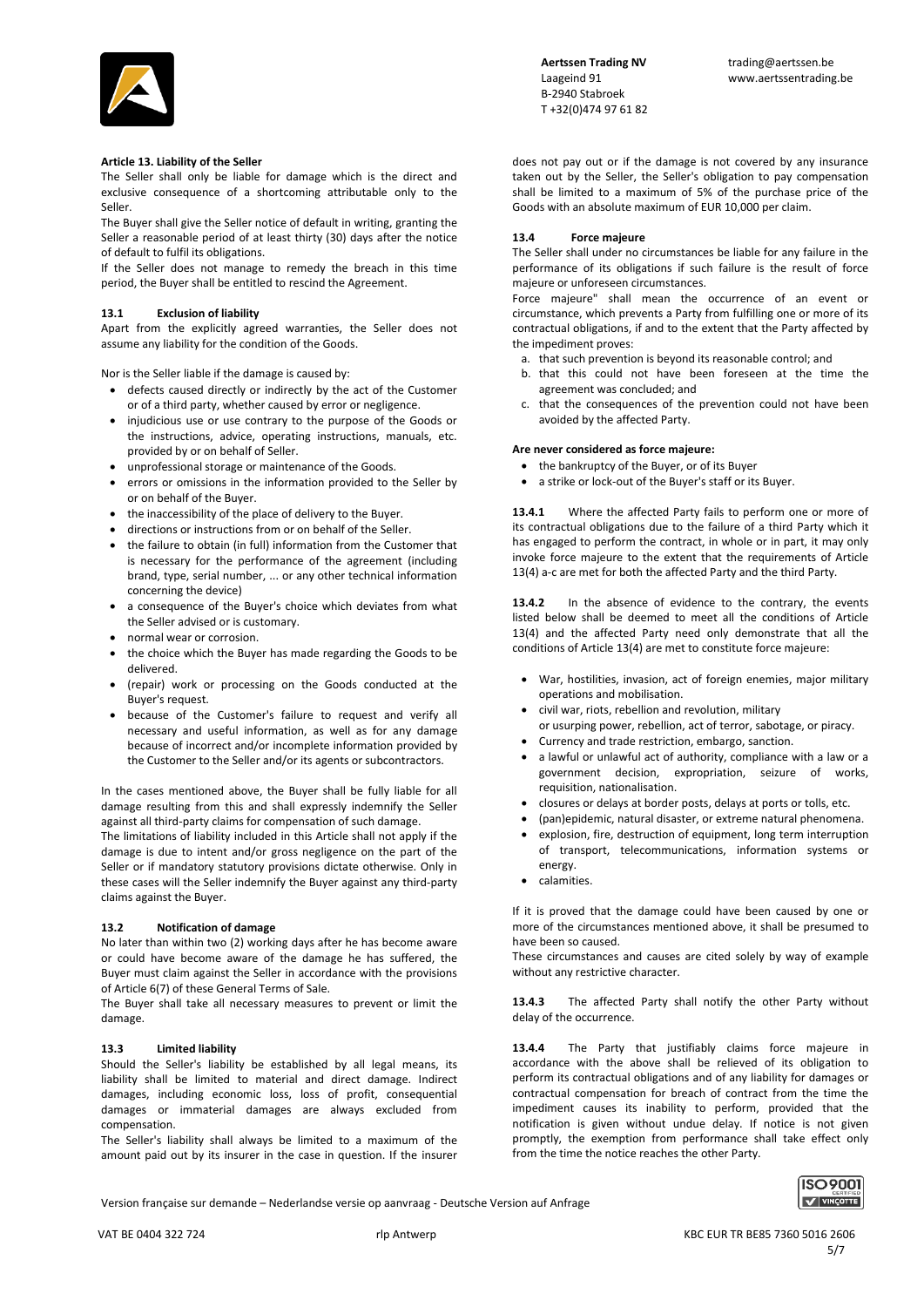### Article 13. Liability of the Seller

The Seller shall only be liable for damage which is the direct and exclusive consequence of a shortcoming attributable only to the Seller.

The Buyer shall give the Seller notice of default in writing, granting the Seller a reasonable period of at least thirty (30) days after the notice of default to fulfil its obligations.

If the Seller does not manage to remedy the breach in this time period, the Buyer shall be entitled to rescind the Agreement.

#### 13.1 Exclusion of liability

Apart from the explicitly agreed warranties, the Seller does not assume any liability for the condition of the Goods.

Nor is the Seller liable if the damage is caused by:

- defects caused directly or indirectly by the act of the Customer or of a third party, whether caused by error or negligence.
- injudicious use or use contrary to the purpose of the Goods or the instructions, advice, operating instructions, manuals, etc. provided by or on behalf of Seller.
- unprofessional storage or maintenance of the Goods.
- errors or omissions in the information provided to the Seller by or on behalf of the Buyer.
- the inaccessibility of the place of delivery to the Buyer.
- directions or instructions from or on behalf of the Seller.
- the failure to obtain (in full) information from the Customer that is necessary for the performance of the agreement (including brand, type, serial number, ... or any other technical information concerning the device)
- a consequence of the Buyer's choice which deviates from what the Seller advised or is customary.
- normal wear or corrosion.
- the choice which the Buyer has made regarding the Goods to be delivered.
- (repair) work or processing on the Goods conducted at the Buyer's request.
- because of the Customer's failure to request and verify all necessary and useful information, as well as for any damage because of incorrect and/or incomplete information provided by the Customer to the Seller and/or its agents or subcontractors.

In the cases mentioned above, the Buyer shall be fully liable for all damage resulting from this and shall expressly indemnify the Seller against all third-party claims for compensation of such damage.

The limitations of liability included in this Article shall not apply if the damage is due to intent and/or gross negligence on the part of the Seller or if mandatory statutory provisions dictate otherwise. Only in these cases will the Seller indemnify the Buyer against any third-party claims against the Buyer.

#### 13.2 Notification of damage

No later than within two (2) working days after he has become aware or could have become aware of the damage he has suffered, the Buyer must claim against the Seller in accordance with the provisions of Article 6(7) of these General Terms of Sale.

The Buyer shall take all necessary measures to prevent or limit the damage.

#### 13.3 Limited liability

Should the Seller's liability be established by all legal means, its liability shall be limited to material and direct damage. Indirect damages, including economic loss, loss of profit, consequential damages or immaterial damages are always excluded from compensation.

The Seller's liability shall always be limited to a maximum of the amount paid out by its insurer in the case in question. If the insurer does not pay out or if the damage is not covered by any insurance taken out by the Seller, the Seller's obligation to pay compensation shall be limited to a maximum of 5% of the purchase price of the Goods with an absolute maximum of EUR 10,000 per claim.

#### 13.4 Force majeure

The Seller shall under no circumstances be liable for any failure in the performance of its obligations if such failure is the result of force majeure or unforeseen circumstances.

Force majeure" shall mean the occurrence of an event or circumstance, which prevents a Party from fulfilling one or more of its contractual obligations, if and to the extent that the Party affected by the impediment proves:

a. that such prevention is beyond its reasonable control; and
b. that this could not have been foreseen at the time the agreement was concluded; and
c. that the consequences of the prevention could not have been avoided by the affected Party.

**Are never considered as force majeure:**

- the bankruptcy of the Buyer, or of its Buyer
- a strike or lock-out of the Buyer's staff or its Buyer.

**13.4.1** Where the affected Party fails to perform one or more of its contractual obligations due to the failure of a third Party which it has engaged to perform the contract, in whole or in part, it may only invoke force majeure to the extent that the requirements of Article 13(4) a-c are met for both the affected Party and the third Party.

**13.4.2** In the absence of evidence to the contrary, the events listed below shall be deemed to meet all the conditions of Article 13(4) and the affected Party need only demonstrate that all the conditions of Article 13(4) are met to constitute force majeure:

- War, hostilities, invasion, act of foreign enemies, major military operations and mobilisation.
- civil war, riots, rebellion and revolution, military or usurping power, rebellion, act of terror, sabotage, or piracy.
- Currency and trade restriction, embargo, sanction.
- a lawful or unlawful act of authority, compliance with a law or a government decision, expropriation, seizure of works, requisition, nationalisation.
- closures or delays at border posts, delays at ports or tolls, etc.
- (pan)epidemic, natural disaster, or extreme natural phenomena.
- explosion, fire, destruction of equipment, long term interruption of transport, telecommunications, information systems or energy.
- calamities.

If it is proved that the damage could have been caused by one or more of the circumstances mentioned above, it shall be presumed to have been so caused.

These circumstances and causes are cited solely by way of example without any restrictive character.

**13.4.3** The affected Party shall notify the other Party without delay of the occurrence.

**13.4.4** The Party that justifiably claims force majeure in accordance with the above shall be relieved of its obligation to perform its contractual obligations and of any liability for damages or contractual compensation for breach of contract from the time the impediment causes its inability to perform, provided that the notification is given without undue delay. If notice is not given promptly, the exemption from performance shall take effect only from the time the notice reaches the other Party.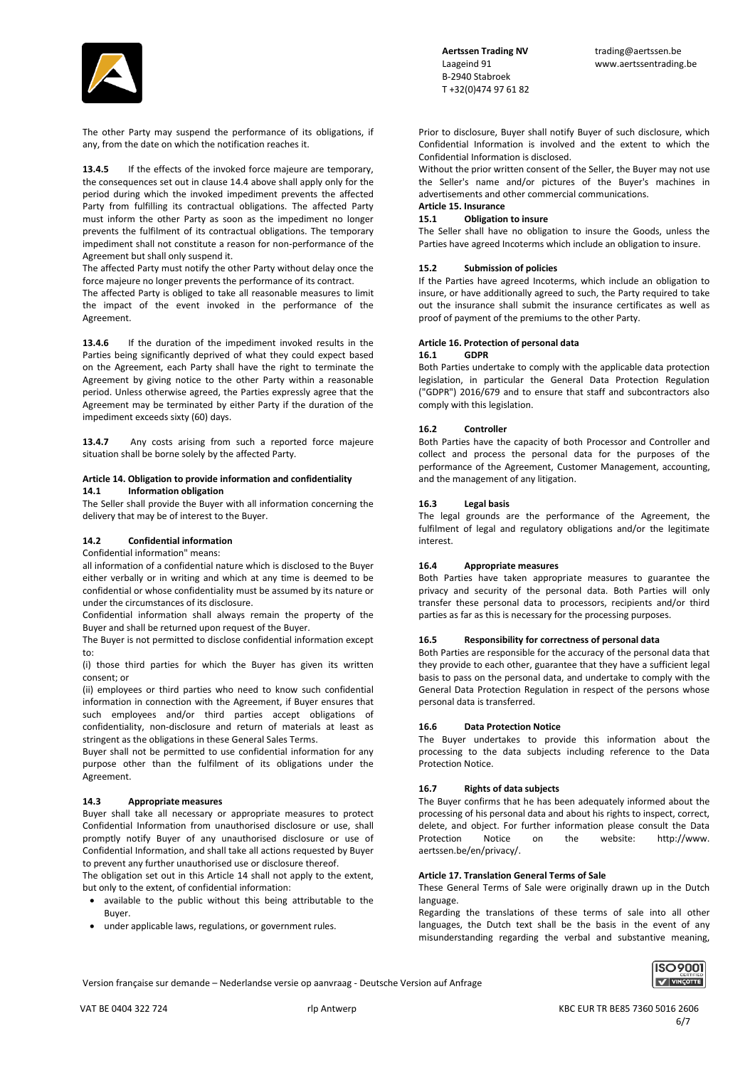The other Party may suspend the performance of its obligations, if any, from the date on which the notification reaches it.

**13.4.5** If the effects of the invoked force majeure are temporary, the consequences set out in clause 14.4 above shall apply only for the period during which the invoked impediment prevents the affected Party from fulfilling its contractual obligations. The affected Party must inform the other Party as soon as the impediment no longer prevents the fulfilment of its contractual obligations. The temporary impediment shall not constitute a reason for non-performance of the Agreement but shall only suspend it.

The affected Party must notify the other Party without delay once the force majeure no longer prevents the performance of its contract.

The affected Party is obliged to take all reasonable measures to limit the impact of the event invoked in the performance of the Agreement.

**13.4.6** If the duration of the impediment invoked results in the Parties being significantly deprived of what they could expect based on the Agreement, each Party shall have the right to terminate the Agreement by giving notice to the other Party within a reasonable period. Unless otherwise agreed, the Parties expressly agree that the Agreement may be terminated by either Party if the duration of the impediment exceeds sixty (60) days.

**13.4.7** Any costs arising from such a reported force majeure situation shall be borne solely by the affected Party.

## Article 14. Obligation to provide information and confidentiality

### 14.1 Information obligation

The Seller shall provide the Buyer with all information concerning the delivery that may be of interest to the Buyer.

### 14.2 Confidential information

Confidential information" means:

all information of a confidential nature which is disclosed to the Buyer either verbally or in writing and which at any time is deemed to be confidential or whose confidentiality must be assumed by its nature or under the circumstances of its disclosure.

Confidential information shall always remain the property of the Buyer and shall be returned upon request of the Buyer.

The Buyer is not permitted to disclose confidential information except to:

(i) those third parties for which the Buyer has given its written consent; or

(ii) employees or third parties who need to know such confidential information in connection with the Agreement, if Buyer ensures that such employees and/or third parties accept obligations of confidentiality, non-disclosure and return of materials at least as stringent as the obligations in these General Sales Terms.

Buyer shall not be permitted to use confidential information for any purpose other than the fulfilment of its obligations under the Agreement.

### 14.3 Appropriate measures

Buyer shall take all necessary or appropriate measures to protect Confidential Information from unauthorised disclosure or use, shall promptly notify Buyer of any unauthorised disclosure or use of Confidential Information, and shall take all actions requested by Buyer to prevent any further unauthorised use or disclosure thereof.

The obligation set out in this Article 14 shall not apply to the extent, but only to the extent, of confidential information:

- available to the public without this being attributable to the Buyer.
- under applicable laws, regulations, or government rules.

Prior to disclosure, Buyer shall notify Buyer of such disclosure, which Confidential Information is involved and the extent to which the Confidential Information is disclosed.

Without the prior written consent of the Seller, the Buyer may not use the Seller's name and/or pictures of the Buyer's machines in advertisements and other commercial communications.

## Article 15. Insurance

### 15.1 Obligation to insure

The Seller shall have no obligation to insure the Goods, unless the Parties have agreed Incoterms which include an obligation to insure.

### 15.2 Submission of policies

If the Parties have agreed Incoterms, which include an obligation to insure, or have additionally agreed to such, the Party required to take out the insurance shall submit the insurance certificates as well as proof of payment of the premiums to the other Party.

## Article 16. Protection of personal data

### 16.1 GDPR

Both Parties undertake to comply with the applicable data protection legislation, in particular the General Data Protection Regulation ("GDPR") 2016/679 and to ensure that staff and subcontractors also comply with this legislation.

### 16.2 Controller

Both Parties have the capacity of both Processor and Controller and collect and process the personal data for the purposes of the performance of the Agreement, Customer Management, accounting, and the management of any litigation.

### 16.3 Legal basis

The legal grounds are the performance of the Agreement, the fulfilment of legal and regulatory obligations and/or the legitimate interest.

### 16.4 Appropriate measures

Both Parties have taken appropriate measures to guarantee the privacy and security of the personal data. Both Parties will only transfer these personal data to processors, recipients and/or third parties as far as this is necessary for the processing purposes.

### 16.5 Responsibility for correctness of personal data

Both Parties are responsible for the accuracy of the personal data that they provide to each other, guarantee that they have a sufficient legal basis to pass on the personal data, and undertake to comply with the General Data Protection Regulation in respect of the persons whose personal data is transferred.

### 16.6 Data Protection Notice

The Buyer undertakes to provide this information about the processing to the data subjects including reference to the Data Protection Notice.

### 16.7 Rights of data subjects

The Buyer confirms that he has been adequately informed about the processing of his personal data and about his rights to inspect, correct, delete, and object. For further information please consult the Data Protection Notice on the website: http://www. aertssen.be/en/privacy/.

## Article 17. Translation General Terms of Sale

These General Terms of Sale were originally drawn up in the Dutch language.

Regarding the translations of these terms of sale into all other languages, the Dutch text shall be the basis in the event of any misunderstanding regarding the verbal and substantive meaning,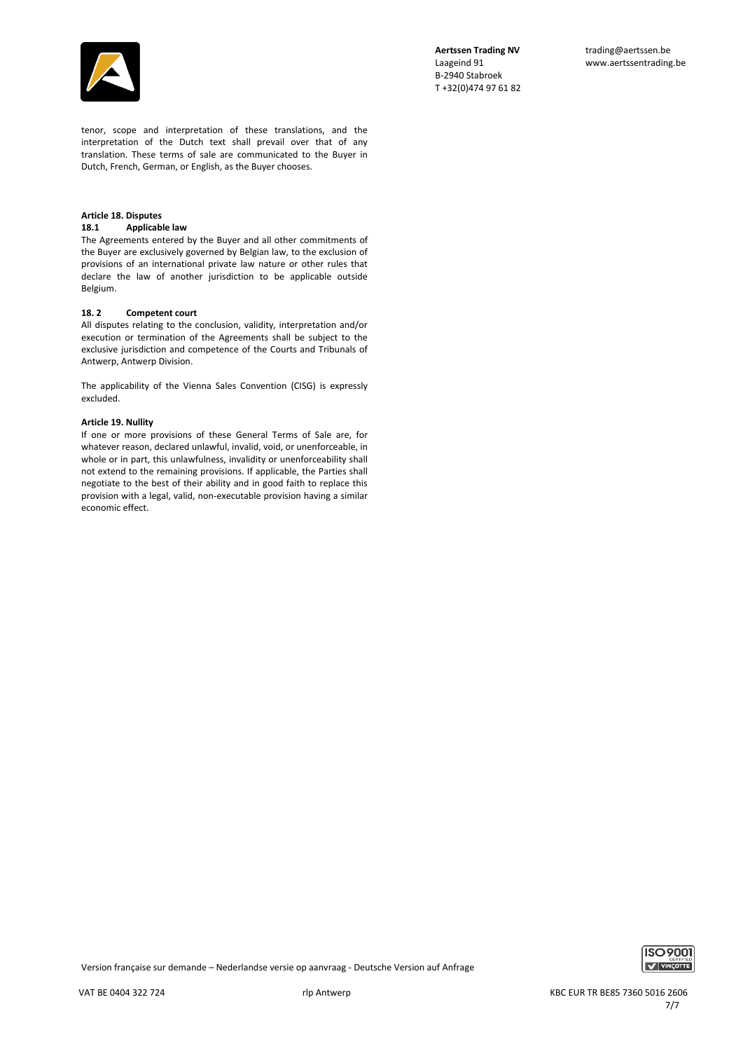tenor, scope and interpretation of these translations, and the interpretation of the Dutch text shall prevail over that of any translation. These terms of sale are communicated to the Buyer in Dutch, French, German, or English, as the Buyer chooses.

**Article 18. Disputes**

**18.1 Applicable law**

The Agreements entered by the Buyer and all other commitments of the Buyer are exclusively governed by Belgian law, to the exclusion of provisions of an international private law nature or other rules that declare the law of another jurisdiction to be applicable outside Belgium.

**18. 2 Competent court**

All disputes relating to the conclusion, validity, interpretation and/or execution or termination of the Agreements shall be subject to the exclusive jurisdiction and competence of the Courts and Tribunals of Antwerp, Antwerp Division.

The applicability of the Vienna Sales Convention (CISG) is expressly excluded.

**Article 19. Nullity**

If one or more provisions of these General Terms of Sale are, for whatever reason, declared unlawful, invalid, void, or unenforceable, in whole or in part, this unlawfulness, invalidity or unenforceability shall not extend to the remaining provisions. If applicable, the Parties shall negotiate to the best of their ability and in good faith to replace this provision with a legal, valid, non-executable provision having a similar economic effect.